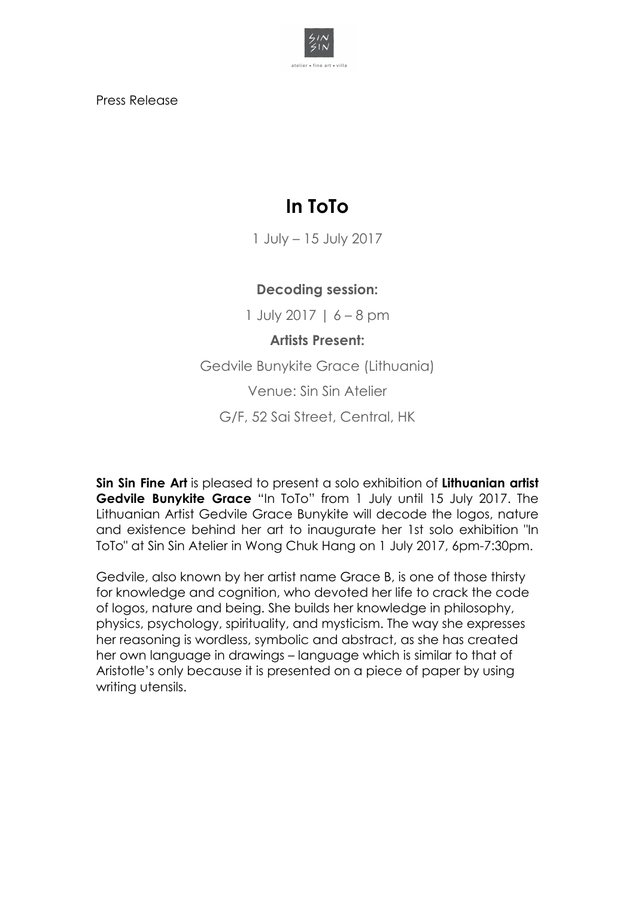Press Release

# In ToTo

1 July – 15 July 2017

**Decoding session:**

1 July 2017 | 6 – 8 pm

**Artists Present:**

Gedvile Bunykite Grace (Lithuania)

Venue: Sin Sin Atelier

G/F, 52 Sai Street, Central, HK

**Sin Sin Fine Art** is pleased to present a solo exhibition of **Lithuanian artist Gedvile Bunykite Grace** "In ToTo" from 1 July until 15 July 2017. The Lithuanian Artist Gedvile Grace Bunykite will decode the logos, nature and existence behind her art to inaugurate her 1st solo exhibition "In ToTo" at Sin Sin Atelier in Wong Chuk Hang on 1 July 2017, 6pm-7:30pm.

Gedvile, also known by her artist name Grace B, is one of those thirsty for knowledge and cognition, who devoted her life to crack the code of logos, nature and being. She builds her knowledge in philosophy, physics, psychology, spirituality, and mysticism. The way she expresses her reasoning is wordless, symbolic and abstract, as she has created her own language in drawings – language which is similar to that of Aristotle's only because it is presented on a piece of paper by using writing utensils.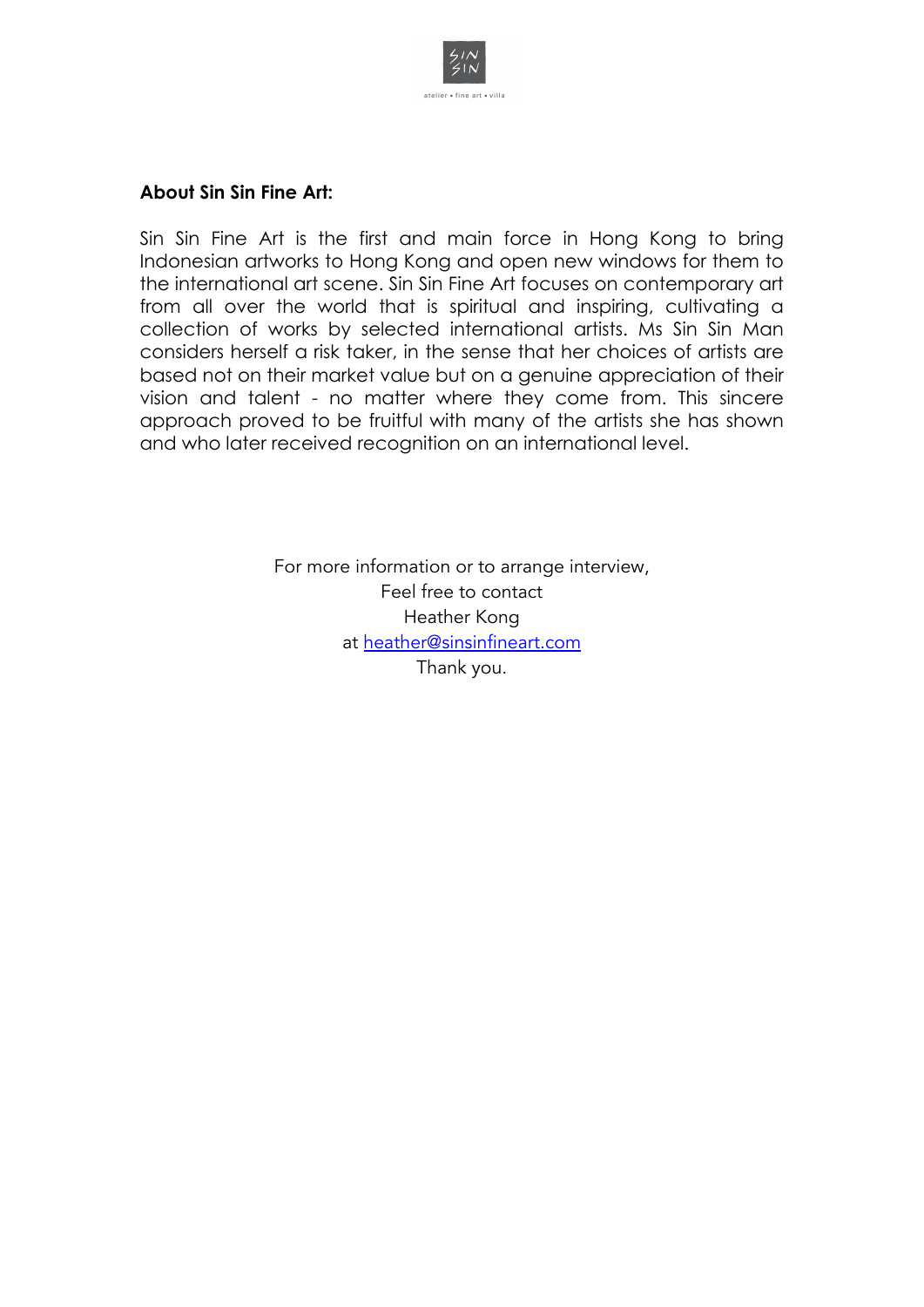**About Sin Sin Fine Art:**

Sin Sin Fine Art is the first and main force in Hong Kong to bring Indonesian artworks to Hong Kong and open new windows for them to the international art scene. Sin Sin Fine Art focuses on contemporary art from all over the world that is spiritual and inspiring, cultivating a collection of works by selected international artists. Ms Sin Sin Man considers herself a risk taker, in the sense that her choices of artists are based not on their market value but on a genuine appreciation of their vision and talent - no matter where they come from. This sincere approach proved to be fruitful with many of the artists she has shown and who later received recognition on an international level.

For more information or to arrange interview,
Feel free to contact
Heather Kong
at heather@sinsinfineart.com
Thank you.